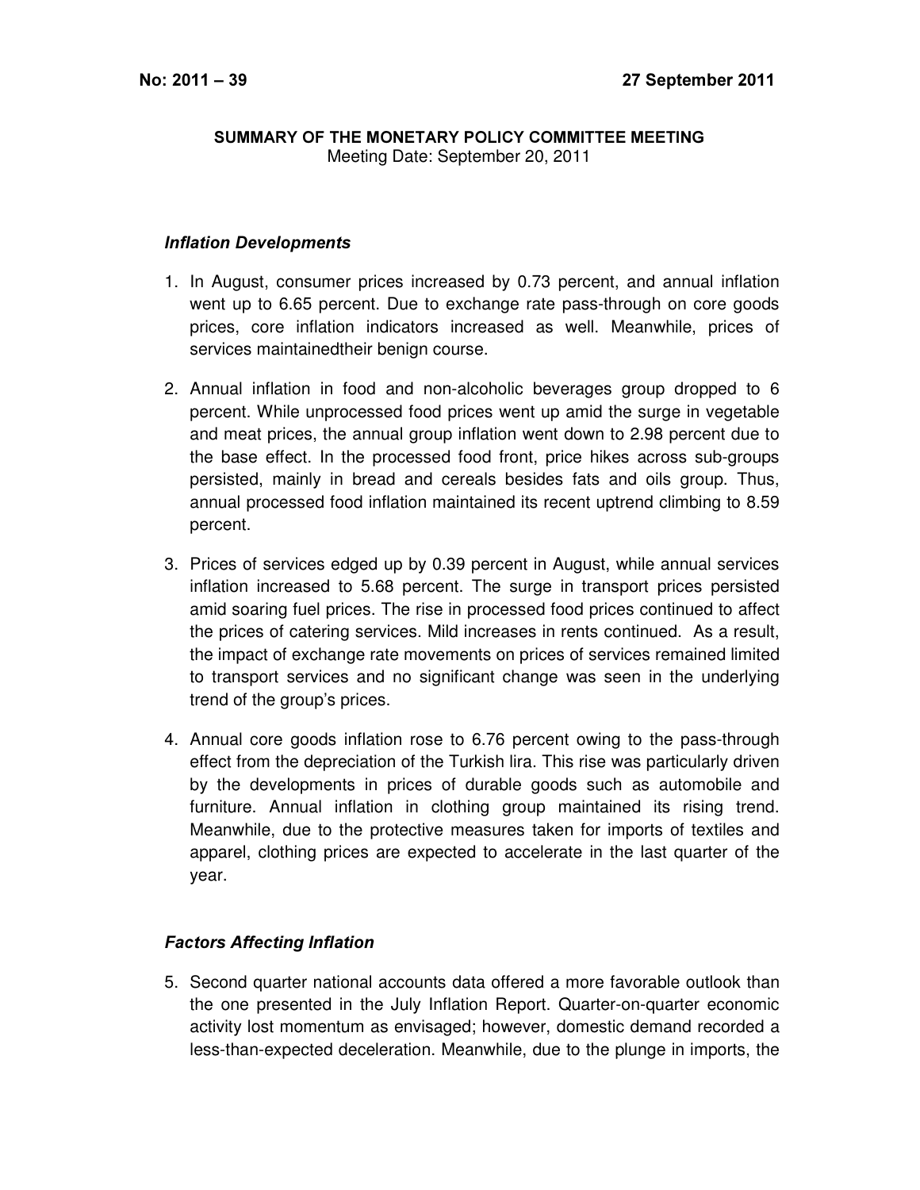**No: 2011 – 39** **27 September 2011**

**SUMMARY OF THE MONETARY POLICY COMMITTEE MEETING**
Meeting Date: September 20, 2011

### *Inflation Developments*

1. In August, consumer prices increased by 0.73 percent, and annual inflation went up to 6.65 percent. Due to exchange rate pass-through on core goods prices, core inflation indicators increased as well. Meanwhile, prices of services maintainedtheir benign course.

2. Annual inflation in food and non-alcoholic beverages group dropped to 6 percent. While unprocessed food prices went up amid the surge in vegetable and meat prices, the annual group inflation went down to 2.98 percent due to the base effect. In the processed food front, price hikes across sub-groups persisted, mainly in bread and cereals besides fats and oils group. Thus, annual processed food inflation maintained its recent uptrend climbing to 8.59 percent.

3. Prices of services edged up by 0.39 percent in August, while annual services inflation increased to 5.68 percent. The surge in transport prices persisted amid soaring fuel prices. The rise in processed food prices continued to affect the prices of catering services. Mild increases in rents continued. As a result, the impact of exchange rate movements on prices of services remained limited to transport services and no significant change was seen in the underlying trend of the group's prices.

4. Annual core goods inflation rose to 6.76 percent owing to the pass-through effect from the depreciation of the Turkish lira. This rise was particularly driven by the developments in prices of durable goods such as automobile and furniture. Annual inflation in clothing group maintained its rising trend. Meanwhile, due to the protective measures taken for imports of textiles and apparel, clothing prices are expected to accelerate in the last quarter of the year.

### *Factors Affecting Inflation*

5. Second quarter national accounts data offered a more favorable outlook than the one presented in the July Inflation Report. Quarter-on-quarter economic activity lost momentum as envisaged; however, domestic demand recorded a less-than-expected deceleration. Meanwhile, due to the plunge in imports, the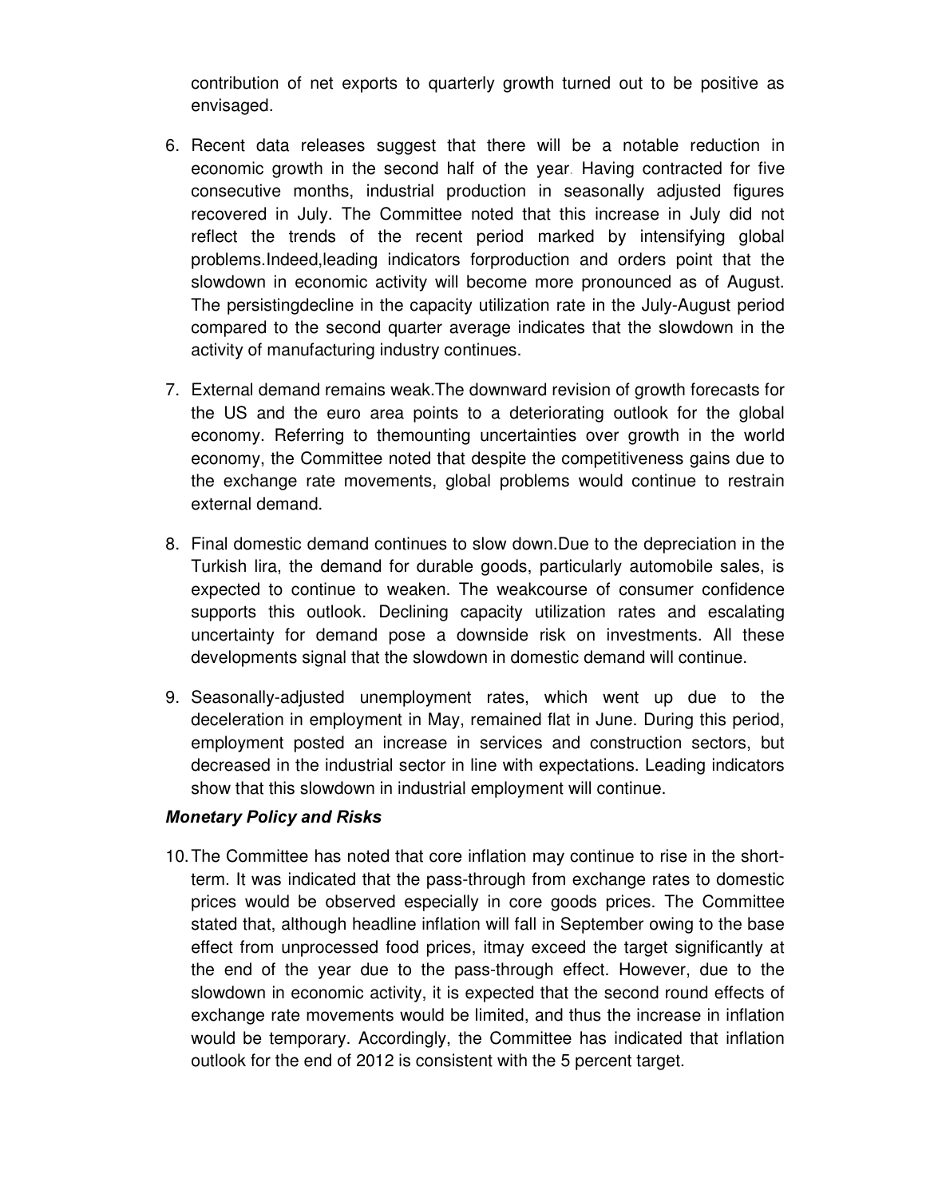contribution of net exports to quarterly growth turned out to be positive as envisaged.

6. Recent data releases suggest that there will be a notable reduction in economic growth in the second half of the year. Having contracted for five consecutive months, industrial production in seasonally adjusted figures recovered in July. The Committee noted that this increase in July did not reflect the trends of the recent period marked by intensifying global problems.Indeed,leading indicators forproduction and orders point that the slowdown in economic activity will become more pronounced as of August. The persistingdecline in the capacity utilization rate in the July-August period compared to the second quarter average indicates that the slowdown in the activity of manufacturing industry continues.

7. External demand remains weak.The downward revision of growth forecasts for the US and the euro area points to a deteriorating outlook for the global economy. Referring to themounting uncertainties over growth in the world economy, the Committee noted that despite the competitiveness gains due to the exchange rate movements, global problems would continue to restrain external demand.

8. Final domestic demand continues to slow down.Due to the depreciation in the Turkish lira, the demand for durable goods, particularly automobile sales, is expected to continue to weaken. The weakcourse of consumer confidence supports this outlook. Declining capacity utilization rates and escalating uncertainty for demand pose a downside risk on investments. All these developments signal that the slowdown in domestic demand will continue.

9. Seasonally-adjusted unemployment rates, which went up due to the deceleration in employment in May, remained flat in June. During this period, employment posted an increase in services and construction sectors, but decreased in the industrial sector in line with expectations. Leading indicators show that this slowdown in industrial employment will continue.

***Monetary Policy and Risks***

10. The Committee has noted that core inflation may continue to rise in the short-term. It was indicated that the pass-through from exchange rates to domestic prices would be observed especially in core goods prices. The Committee stated that, although headline inflation will fall in September owing to the base effect from unprocessed food prices, itmay exceed the target significantly at the end of the year due to the pass-through effect. However, due to the slowdown in economic activity, it is expected that the second round effects of exchange rate movements would be limited, and thus the increase in inflation would be temporary. Accordingly, the Committee has indicated that inflation outlook for the end of 2012 is consistent with the 5 percent target.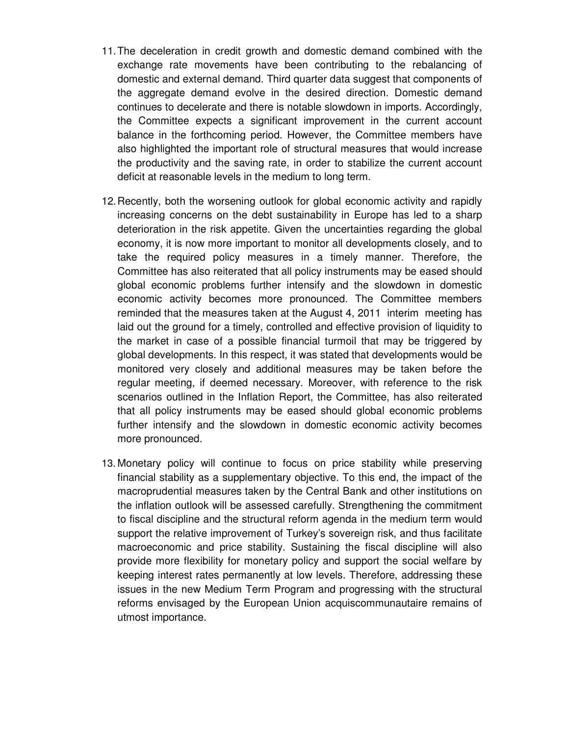11. The deceleration in credit growth and domestic demand combined with the exchange rate movements have been contributing to the rebalancing of domestic and external demand. Third quarter data suggest that components of the aggregate demand evolve in the desired direction. Domestic demand continues to decelerate and there is notable slowdown in imports. Accordingly, the Committee expects a significant improvement in the current account balance in the forthcoming period. However, the Committee members have also highlighted the important role of structural measures that would increase the productivity and the saving rate, in order to stabilize the current account deficit at reasonable levels in the medium to long term.

12. Recently, both the worsening outlook for global economic activity and rapidly increasing concerns on the debt sustainability in Europe has led to a sharp deterioration in the risk appetite. Given the uncertainties regarding the global economy, it is now more important to monitor all developments closely, and to take the required policy measures in a timely manner. Therefore, the Committee has also reiterated that all policy instruments may be eased should global economic problems further intensify and the slowdown in domestic economic activity becomes more pronounced. The Committee members reminded that the measures taken at the August 4, 2011 interim meeting has laid out the ground for a timely, controlled and effective provision of liquidity to the market in case of a possible financial turmoil that may be triggered by global developments. In this respect, it was stated that developments would be monitored very closely and additional measures may be taken before the regular meeting, if deemed necessary. Moreover, with reference to the risk scenarios outlined in the Inflation Report, the Committee, has also reiterated that all policy instruments may be eased should global economic problems further intensify and the slowdown in domestic economic activity becomes more pronounced.

13. Monetary policy will continue to focus on price stability while preserving financial stability as a supplementary objective. To this end, the impact of the macroprudential measures taken by the Central Bank and other institutions on the inflation outlook will be assessed carefully. Strengthening the commitment to fiscal discipline and the structural reform agenda in the medium term would support the relative improvement of Turkey's sovereign risk, and thus facilitate macroeconomic and price stability. Sustaining the fiscal discipline will also provide more flexibility for monetary policy and support the social welfare by keeping interest rates permanently at low levels. Therefore, addressing these issues in the new Medium Term Program and progressing with the structural reforms envisaged by the European Union acquiscommunautaire remains of utmost importance.